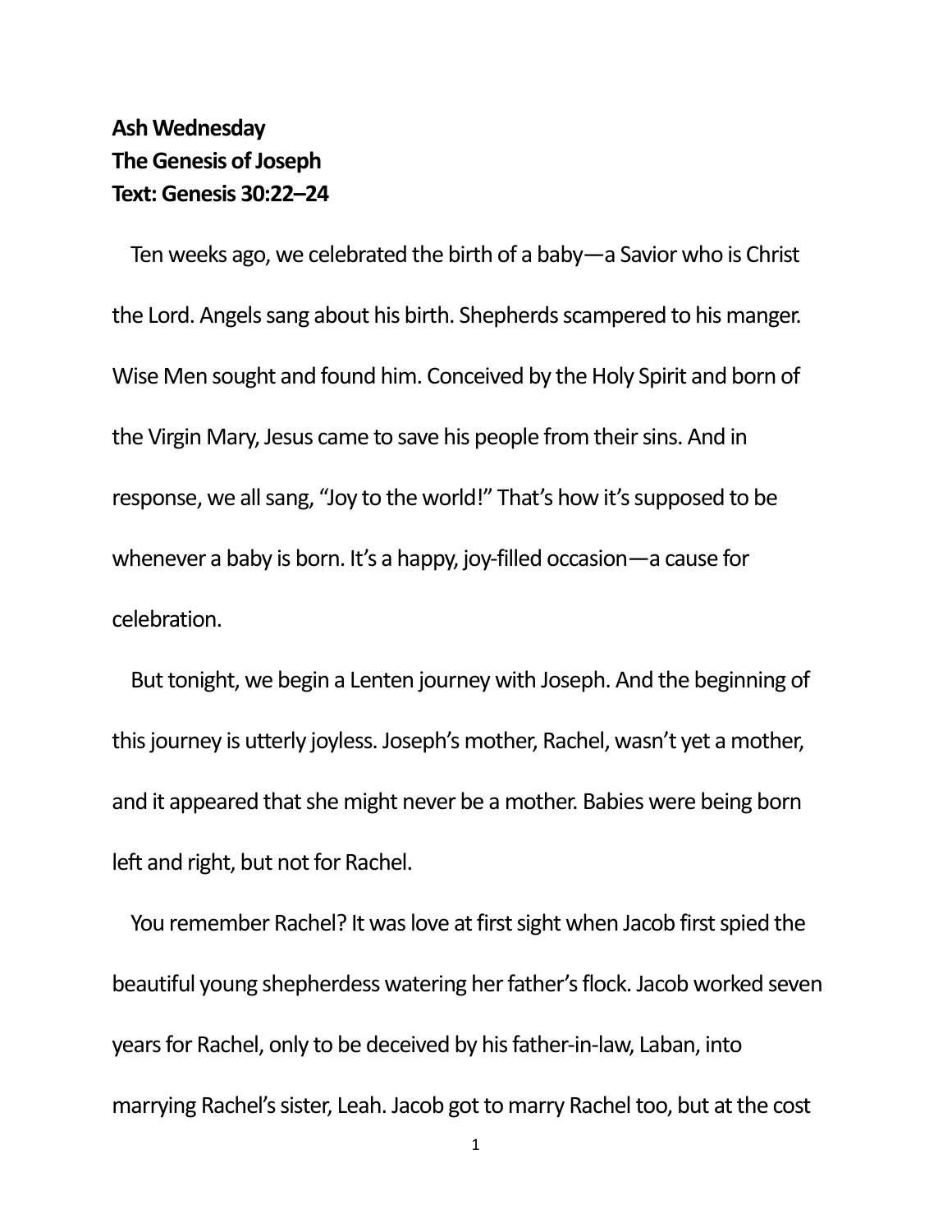**Ash Wednesday**
**The Genesis of Joseph**
**Text: Genesis 30:22–24**

Ten weeks ago, we celebrated the birth of a baby—a Savior who is Christ the Lord. Angels sang about his birth. Shepherds scampered to his manger. Wise Men sought and found him. Conceived by the Holy Spirit and born of the Virgin Mary, Jesus came to save his people from their sins. And in response, we all sang, "Joy to the world!" That's how it's supposed to be whenever a baby is born. It's a happy, joy-filled occasion—a cause for celebration.

But tonight, we begin a Lenten journey with Joseph. And the beginning of this journey is utterly joyless. Joseph's mother, Rachel, wasn't yet a mother, and it appeared that she might never be a mother. Babies were being born left and right, but not for Rachel.

You remember Rachel? It was love at first sight when Jacob first spied the beautiful young shepherdess watering her father's flock. Jacob worked seven years for Rachel, only to be deceived by his father-in-law, Laban, into marrying Rachel's sister, Leah. Jacob got to marry Rachel too, but at the cost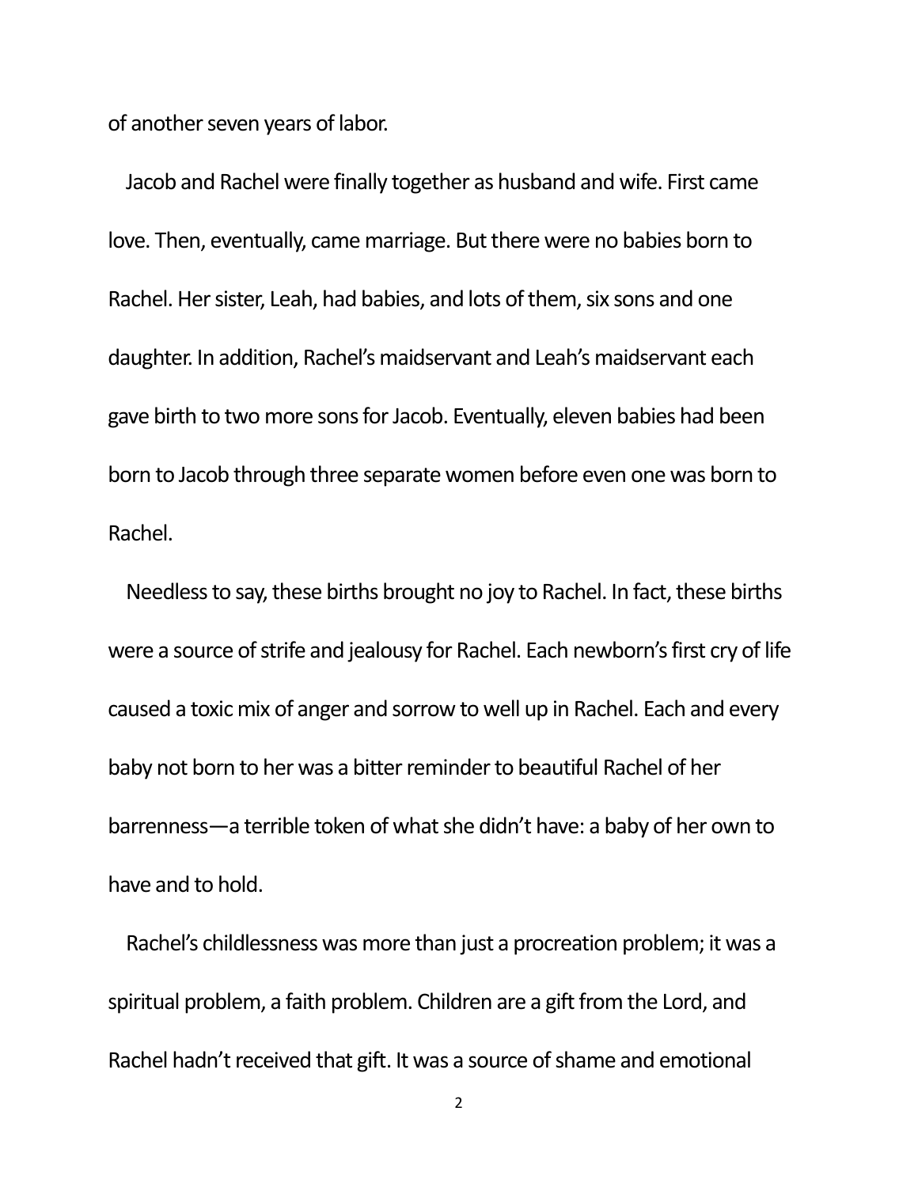of another seven years of labor.

Jacob and Rachel were finally together as husband and wife. First came love. Then, eventually, came marriage. But there were no babies born to Rachel. Her sister, Leah, had babies, and lots of them, six sons and one daughter. In addition, Rachel's maidservant and Leah's maidservant each gave birth to two more sons for Jacob. Eventually, eleven babies had been born to Jacob through three separate women before even one was born to Rachel.

Needless to say, these births brought no joy to Rachel. In fact, these births were a source of strife and jealousy for Rachel. Each newborn's first cry of life caused a toxic mix of anger and sorrow to well up in Rachel. Each and every baby not born to her was a bitter reminder to beautiful Rachel of her barrenness—a terrible token of what she didn't have: a baby of her own to have and to hold.

Rachel's childlessness was more than just a procreation problem; it was a spiritual problem, a faith problem. Children are a gift from the Lord, and Rachel hadn't received that gift. It was a source of shame and emotional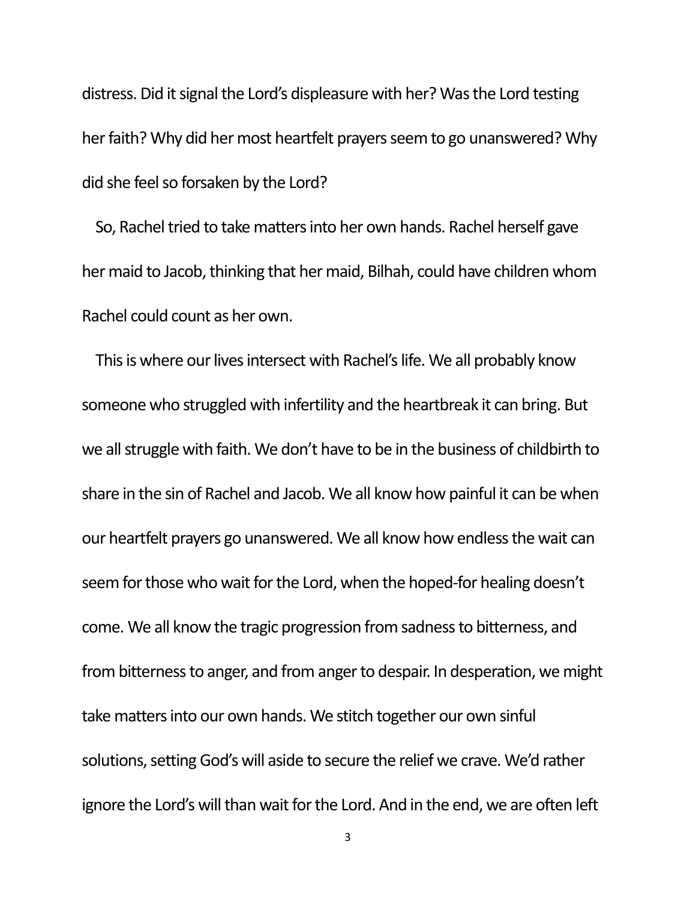distress. Did it signal the Lord's displeasure with her? Was the Lord testing her faith? Why did her most heartfelt prayers seem to go unanswered? Why did she feel so forsaken by the Lord?

So, Rachel tried to take matters into her own hands. Rachel herself gave her maid to Jacob, thinking that her maid, Bilhah, could have children whom Rachel could count as her own.

This is where our lives intersect with Rachel's life. We all probably know someone who struggled with infertility and the heartbreak it can bring. But we all struggle with faith. We don't have to be in the business of childbirth to share in the sin of Rachel and Jacob. We all know how painful it can be when our heartfelt prayers go unanswered. We all know how endless the wait can seem for those who wait for the Lord, when the hoped-for healing doesn't come. We all know the tragic progression from sadness to bitterness, and from bitterness to anger, and from anger to despair. In desperation, we might take matters into our own hands. We stitch together our own sinful solutions, setting God's will aside to secure the relief we crave. We'd rather ignore the Lord's will than wait for the Lord. And in the end, we are often left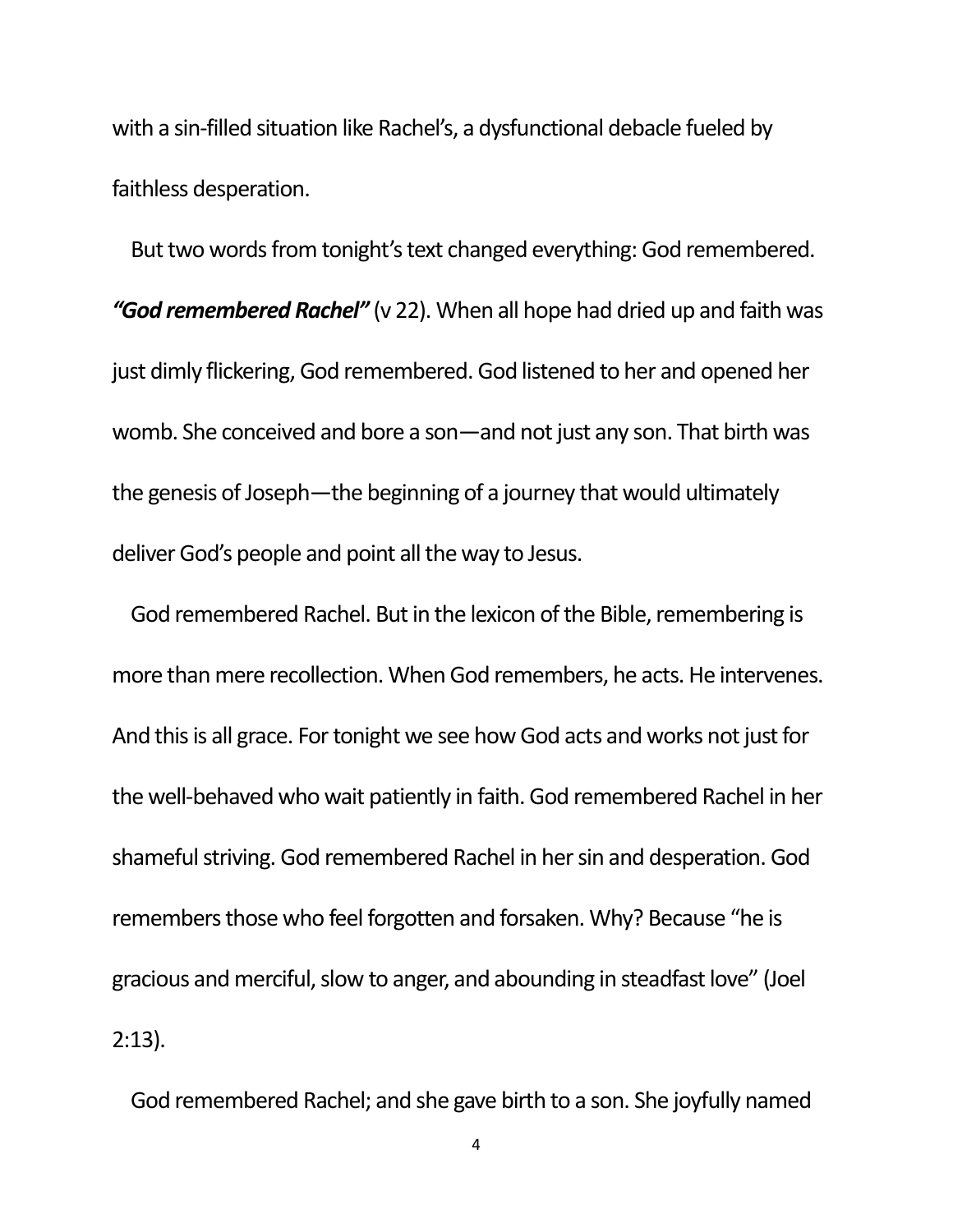with a sin-filled situation like Rachel's, a dysfunctional debacle fueled by faithless desperation.

But two words from tonight's text changed everything: God remembered. ***"God remembered Rachel"*** (v 22). When all hope had dried up and faith was just dimly flickering, God remembered. God listened to her and opened her womb. She conceived and bore a son—and not just any son. That birth was the genesis of Joseph—the beginning of a journey that would ultimately deliver God's people and point all the way to Jesus.

God remembered Rachel. But in the lexicon of the Bible, remembering is more than mere recollection. When God remembers, he acts. He intervenes. And this is all grace. For tonight we see how God acts and works not just for the well-behaved who wait patiently in faith. God remembered Rachel in her shameful striving. God remembered Rachel in her sin and desperation. God remembers those who feel forgotten and forsaken. Why? Because "he is gracious and merciful, slow to anger, and abounding in steadfast love" (Joel 2:13).

God remembered Rachel; and she gave birth to a son. She joyfully named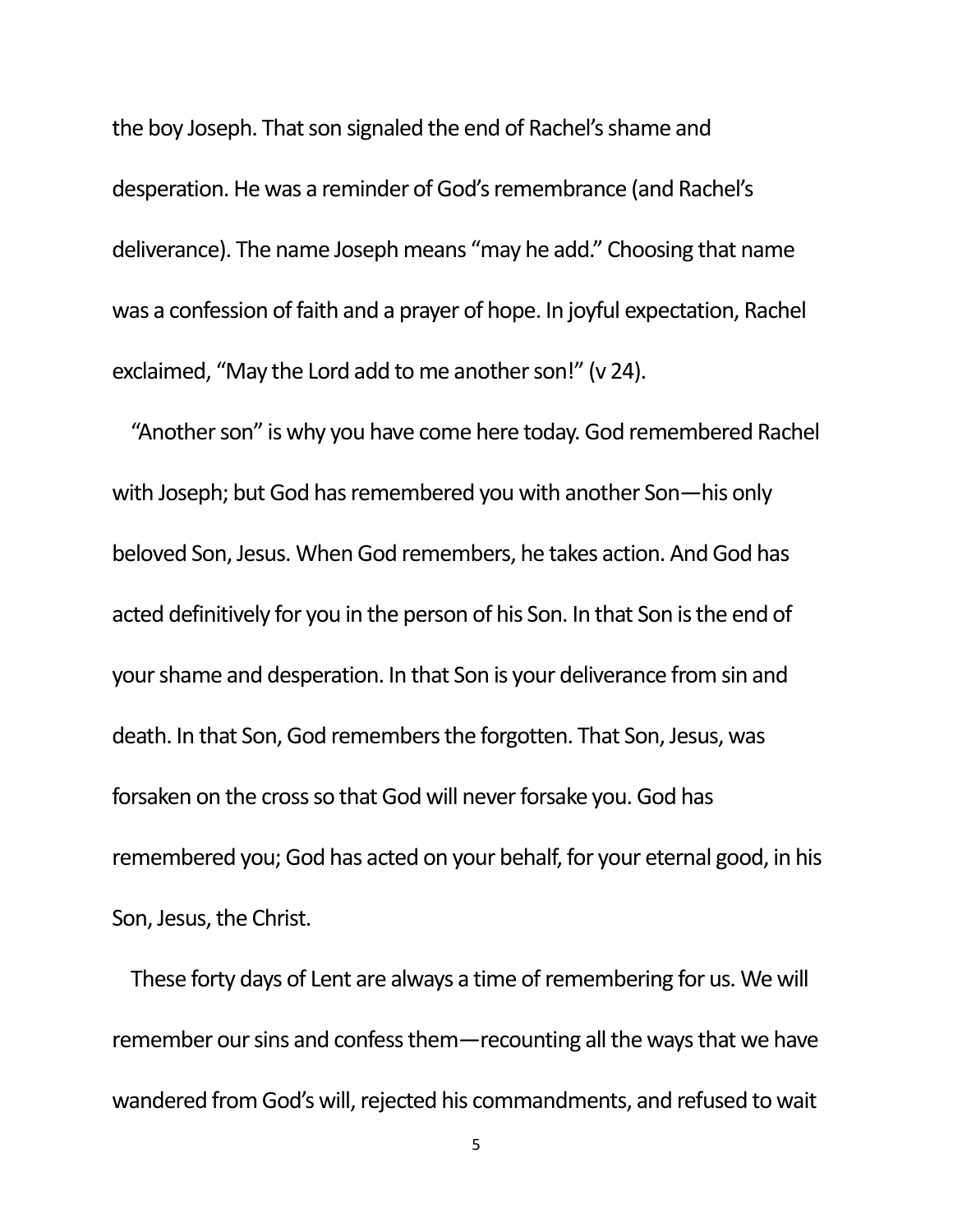the boy Joseph. That son signaled the end of Rachel's shame and desperation. He was a reminder of God's remembrance (and Rachel's deliverance). The name Joseph means "may he add." Choosing that name was a confession of faith and a prayer of hope. In joyful expectation, Rachel exclaimed, "May the Lord add to me another son!" (v 24).

"Another son" is why you have come here today. God remembered Rachel with Joseph; but God has remembered you with another Son—his only beloved Son, Jesus. When God remembers, he takes action. And God has acted definitively for you in the person of his Son. In that Son is the end of your shame and desperation. In that Son is your deliverance from sin and death. In that Son, God remembers the forgotten. That Son, Jesus, was forsaken on the cross so that God will never forsake you. God has remembered you; God has acted on your behalf, for your eternal good, in his Son, Jesus, the Christ.

These forty days of Lent are always a time of remembering for us. We will remember our sins and confess them—recounting all the ways that we have wandered from God's will, rejected his commandments, and refused to wait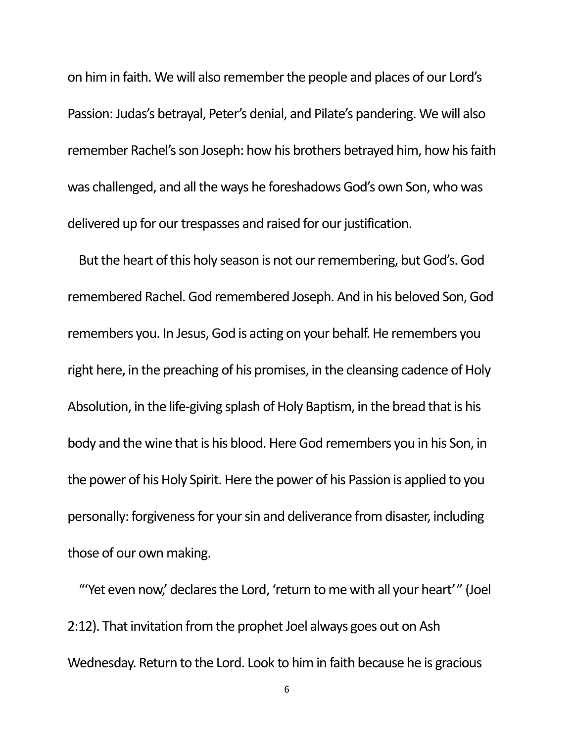on him in faith. We will also remember the people and places of our Lord's Passion: Judas's betrayal, Peter's denial, and Pilate's pandering. We will also remember Rachel's son Joseph: how his brothers betrayed him, how his faith was challenged, and all the ways he foreshadows God's own Son, who was delivered up for our trespasses and raised for our justification.

But the heart of this holy season is not our remembering, but God's. God remembered Rachel. God remembered Joseph. And in his beloved Son, God remembers you. In Jesus, God is acting on your behalf. He remembers you right here, in the preaching of his promises, in the cleansing cadence of Holy Absolution, in the life-giving splash of Holy Baptism, in the bread that is his body and the wine that is his blood. Here God remembers you in his Son, in the power of his Holy Spirit. Here the power of his Passion is applied to you personally: forgiveness for your sin and deliverance from disaster, including those of our own making.

"'Yet even now,' declares the Lord, 'return to me with all your heart'" (Joel 2:12). That invitation from the prophet Joel always goes out on Ash Wednesday. Return to the Lord. Look to him in faith because he is gracious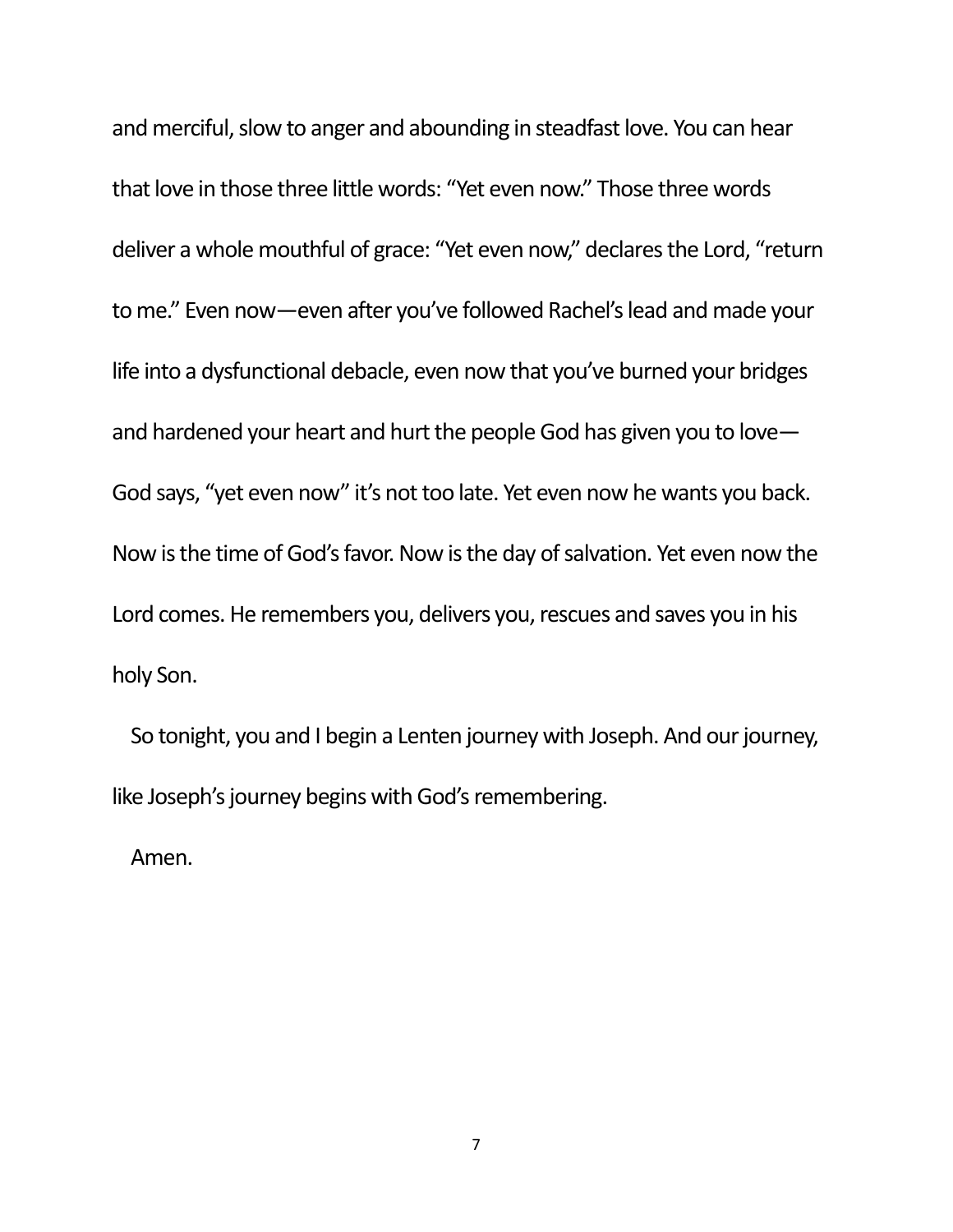and merciful, slow to anger and abounding in steadfast love. You can hear that love in those three little words: "Yet even now." Those three words deliver a whole mouthful of grace: "Yet even now," declares the Lord, "return to me." Even now—even after you've followed Rachel's lead and made your life into a dysfunctional debacle, even now that you've burned your bridges and hardened your heart and hurt the people God has given you to love—God says, "yet even now" it's not too late. Yet even now he wants you back. Now is the time of God's favor. Now is the day of salvation. Yet even now the Lord comes. He remembers you, delivers you, rescues and saves you in his holy Son.

So tonight, you and I begin a Lenten journey with Joseph. And our journey, like Joseph's journey begins with God's remembering.

Amen.